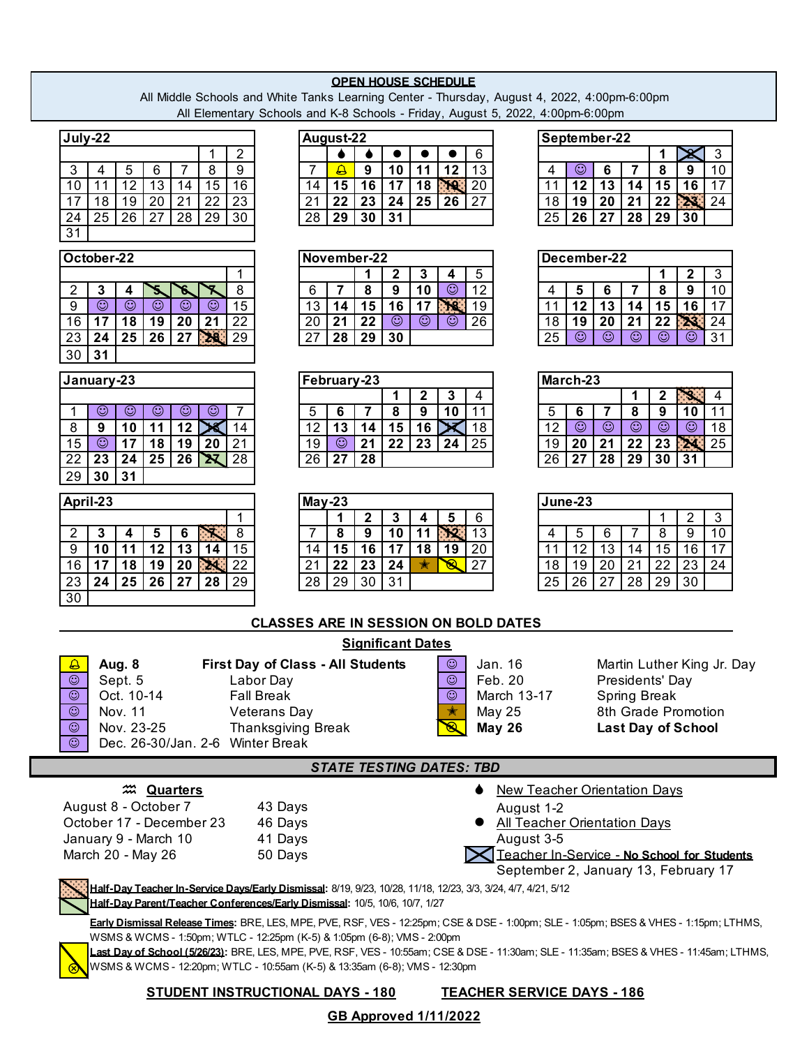**OPEN HOUSE SCHEDULE**

All Middle Schools and White Tanks Learning Center - Thursday, August 4, 2022, 4:00pm-6:00pm

All Elementary Schools and K-8 Schools - Friday, August 5, 2022, 4:00pm-6:00pm

**July-22**

| | | | | | | |
|---|---|---|---|---|---|---|
| | | | | | 1 | 2 |
| 3 | 4 | 5 | 6 | 7 | 8 | 9 |
| 10 | 11 | 12 | 13 | 14 | 15 | 16 |
| 17 | 18 | 19 | 20 | 21 | 22 | 23 |
| 24 | 25 | 26 | 27 | 28 | 29 | 30 |
| 31 | | | | | | |

**August-22**

| | | | | | | |
|---|---|---|---|---|---|---|
| | ♦ | ♦ | ● | ● | ● | 6 |
| 7 | 🔔 | **9** | **10** | **11** | **12** | 13 |
| 14 | **15** | **16** | **17** | **18** | **19** | 20 |
| 21 | **22** | **23** | **24** | **25** | **26** | 27 |
| 28 | **29** | **30** | **31** | | | |

**September-22**

| | | | | | | |
|---|---|---|---|---|---|---|
| | | | | **1** | 2 | 3 |
| 4 | ☺ | **6** | **7** | **8** | **9** | 10 |
| 11 | **12** | **13** | **14** | **15** | **16** | 17 |
| 18 | **19** | **20** | **21** | **22** | **23** | 24 |
| 25 | **26** | **27** | **28** | **29** | **30** | |

**October-22**

| | | | | | | |
|---|---|---|---|---|---|---|
| | | | | | | 1 |
| 2 | **3** | **4** | **5** | **6** | **7** | 8 |
| 9 | ☺ | ☺ | ☺ | ☺ | ☺ | 15 |
| 16 | **17** | **18** | **19** | **20** | **21** | 22 |
| 23 | **24** | **25** | **26** | **27** | **28** | 29 |
| 30 | **31** | | | | | |

**November-22**

| | | | | | | |
|---|---|---|---|---|---|---|
| | | **1** | **2** | **3** | **4** | 5 |
| 6 | **7** | **8** | **9** | **10** | ☺ | 12 |
| 13 | **14** | **15** | **16** | **17** | **18** | 19 |
| 20 | **21** | **22** | ☺ | ☺ | ☺ | 26 |
| 27 | **28** | **29** | **30** | | | |

**December-22**

| | | | | | | |
|---|---|---|---|---|---|---|
| | | | | **1** | **2** | 3 |
| 4 | **5** | **6** | **7** | **8** | **9** | 10 |
| 11 | **12** | **13** | **14** | **15** | **16** | 17 |
| 18 | **19** | **20** | **21** | **22** | **23** | 24 |
| 25 | ☺ | ☺ | ☺ | ☺ | ☺ | 31 |

**January-23**

| | | | | | | |
|---|---|---|---|---|---|---|
| 1 | ☺ | ☺ | ☺ | ☺ | ☺ | 7 |
| 8 | **9** | **10** | **11** | **12** | 13 | 14 |
| 15 | ☺ | **17** | **18** | **19** | **20** | 21 |
| 22 | **23** | **24** | **25** | **26** | **27** | 28 |
| 29 | **30** | **31** | | | | |

**February-23**

| | | | | | | |
|---|---|---|---|---|---|---|
| | | | **1** | **2** | **3** | 4 |
| 5 | **6** | **7** | **8** | **9** | **10** | 11 |
| 12 | **13** | **14** | **15** | **16** | 17 | 18 |
| 19 | ☺ | **21** | **22** | **23** | **24** | 25 |
| 26 | **27** | **28** | | | | |

**March-23**

| | | | | | | |
|---|---|---|---|---|---|---|
| | | | **1** | **2** | **3** | 4 |
| 5 | **6** | **7** | **8** | **9** | **10** | 11 |
| 12 | ☺ | ☺ | ☺ | ☺ | ☺ | 18 |
| 19 | **20** | **21** | **22** | **23** | **24** | 25 |
| 26 | **27** | **28** | **29** | **30** | **31** | |

**April-23**

| | | | | | | |
|---|---|---|---|---|---|---|
| | | | | | | 1 |
| 2 | **3** | **4** | **5** | **6** | **7** | 8 |
| 9 | **10** | **11** | **12** | **13** | **14** | 15 |
| 16 | **17** | **18** | **19** | **20** | **21** | 22 |
| 23 | **24** | **25** | **26** | **27** | **28** | 29 |
| 30 | | | | | | |

**May-23**

| | | | | | | |
|---|---|---|---|---|---|---|
| | **1** | **2** | **3** | **4** | **5** | 6 |
| 7 | **8** | **9** | **10** | **11** | **12** | 13 |
| 14 | **15** | **16** | **17** | **18** | **19** | 20 |
| 21 | **22** | **23** | **24** | ★ | ⊗ | 27 |
| 28 | 29 | 30 | 31 | | | |

**June-23**

| | | | | | | |
|---|---|---|---|---|---|---|
| | | | | 1 | 2 | 3 |
| 4 | 5 | 6 | 7 | 8 | 9 | 10 |
| 11 | 12 | 13 | 14 | 15 | 16 | 17 |
| 18 | 19 | 20 | 21 | 22 | 23 | 24 |
| 25 | 26 | 27 | 28 | 29 | 30 | |

**CLASSES ARE IN SESSION ON BOLD DATES**

**Significant Dates**

| | Date | Event |
|---|---|---|
| 🔔 | **Aug. 8** | **First Day of Class - All Students** |
| ☺ | Sept. 5 | Labor Day |
| ☺ | Oct. 10-14 | Fall Break |
| ☺ | Nov. 11 | Veterans Day |
| ☺ | Nov. 23-25 | Thanksgiving Break |
| ☺ | Dec. 26-30/Jan. 2-6 | Winter Break |
| ☺ | Jan. 16 | Martin Luther King Jr. Day |
| ☺ | Feb. 20 | Presidents' Day |
| ☺ | March 13-17 | Spring Break |
| ★ | May 25 | 8th Grade Promotion |
| ⊗ | **May 26** | **Last Day of School** |

***STATE TESTING DATES: TBD***

**Quarters**

| | |
|---|---|
| August 8 - October 7 | 43 Days |
| October 17 - December 23 | 46 Days |
| January 9 - March 10 | 41 Days |
| March 20 - May 26 | 50 Days |

♦ New Teacher Orientation Days
August 1-2

● All Teacher Orientation Days
August 3-5

Teacher In-Service - **No School for Students**
September 2, January 13, February 17

**Half-Day Teacher In-Service Days/Early Dismissal:** 8/19, 9/23, 10/28, 11/18, 12/23, 3/3, 3/24, 4/7, 4/21, 5/12

**Half-Day Parent/Teacher Conferences/Early Dismissal:** 10/5, 10/6, 10/7, 1/27

**Early Dismissal Release Times:** BRE, LES, MPE, PVE, RSF, VES - 12:25pm; CSE & DSE - 1:00pm; SLE - 1:05pm; BSES & VHES - 1:15pm; LTHMS, WSMS & WCMS - 1:50pm; WTLC - 12:25pm (K-5) & 1:05pm (6-8); VMS - 2:00pm

**Last Day of School (5/26/23):** BRE, LES, MPE, PVE, RSF, VES - 10:55am; CSE & DSE - 11:30am; SLE - 11:35am; BSES & VHES - 11:45am; LTHMS, WSMS & WCMS - 12:20pm; WTLC - 10:55am (K-5) & 13:35am (6-8); VMS - 12:30pm

**STUDENT INSTRUCTIONAL DAYS - 180** **TEACHER SERVICE DAYS - 186**

**GB Approved 1/11/2022**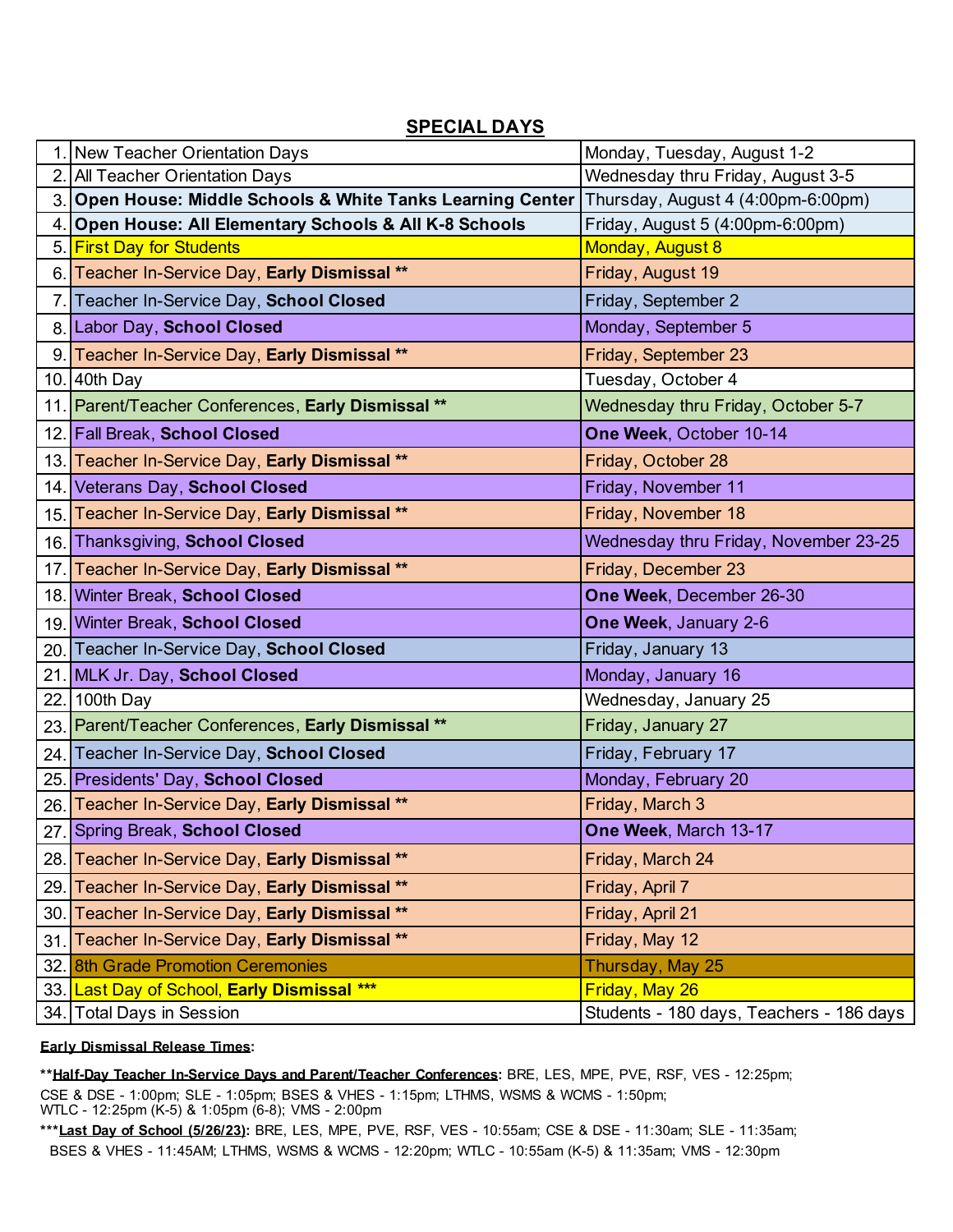## SPECIAL DAYS

| | | |
|---|---|---|
| 1. | New Teacher Orientation Days | Monday, Tuesday, August 1-2 |
| 2. | All Teacher Orientation Days | Wednesday thru Friday, August 3-5 |
| 3. | **Open House: Middle Schools & White Tanks Learning Center** | Thursday, August 4 (4:00pm-6:00pm) |
| 4. | **Open House: All Elementary Schools & All K-8 Schools** | Friday, August 5 (4:00pm-6:00pm) |
| 5. | First Day for Students | Monday, August 8 |
| 6. | Teacher In-Service Day, **Early Dismissal \*\*** | Friday, August 19 |
| 7. | Teacher In-Service Day, **School Closed** | Friday, September 2 |
| 8. | Labor Day, **School Closed** | Monday, September 5 |
| 9. | Teacher In-Service Day, **Early Dismissal \*\*** | Friday, September 23 |
| 10. | 40th Day | Tuesday, October 4 |
| 11. | Parent/Teacher Conferences, **Early Dismissal \*\*** | Wednesday thru Friday, October 5-7 |
| 12. | Fall Break, **School Closed** | **One Week**, October 10-14 |
| 13. | Teacher In-Service Day, **Early Dismissal \*\*** | Friday, October 28 |
| 14. | Veterans Day, **School Closed** | Friday, November 11 |
| 15. | Teacher In-Service Day, **Early Dismissal \*\*** | Friday, November 18 |
| 16. | Thanksgiving, **School Closed** | Wednesday thru Friday, November 23-25 |
| 17. | Teacher In-Service Day, **Early Dismissal \*\*** | Friday, December 23 |
| 18. | Winter Break, **School Closed** | **One Week**, December 26-30 |
| 19. | Winter Break, **School Closed** | **One Week**, January 2-6 |
| 20. | Teacher In-Service Day, **School Closed** | Friday, January 13 |
| 21. | MLK Jr. Day, **School Closed** | Monday, January 16 |
| 22. | 100th Day | Wednesday, January 25 |
| 23. | Parent/Teacher Conferences, **Early Dismissal \*\*** | Friday, January 27 |
| 24. | Teacher In-Service Day, **School Closed** | Friday, February 17 |
| 25. | Presidents' Day, **School Closed** | Monday, February 20 |
| 26. | Teacher In-Service Day, **Early Dismissal \*\*** | Friday, March 3 |
| 27. | Spring Break, **School Closed** | **One Week**, March 13-17 |
| 28. | Teacher In-Service Day, **Early Dismissal \*\*** | Friday, March 24 |
| 29. | Teacher In-Service Day, **Early Dismissal \*\*** | Friday, April 7 |
| 30. | Teacher In-Service Day, **Early Dismissal \*\*** | Friday, April 21 |
| 31. | Teacher In-Service Day, **Early Dismissal \*\*** | Friday, May 12 |
| 32. | 8th Grade Promotion Ceremonies | Thursday, May 25 |
| 33. | Last Day of School, **Early Dismissal \*\*\*** | Friday, May 26 |
| 34. | Total Days in Session | Students - 180 days, Teachers - 186 days |

**Early Dismissal Release Times:**

**\*\*Half-Day Teacher In-Service Days and Parent/Teacher Conferences:** BRE, LES, MPE, PVE, RSF, VES - 12:25pm; CSE & DSE - 1:00pm; SLE - 1:05pm; BSES & VHES - 1:15pm; LTHMS, WSMS & WCMS - 1:50pm; WTLC - 12:25pm (K-5) & 1:05pm (6-8); VMS - 2:00pm

**\*\*\*Last Day of School (5/26/23):** BRE, LES, MPE, PVE, RSF, VES - 10:55am; CSE & DSE - 11:30am; SLE - 11:35am; BSES & VHES - 11:45AM; LTHMS, WSMS & WCMS - 12:20pm; WTLC - 10:55am (K-5) & 11:35am; VMS - 12:30pm